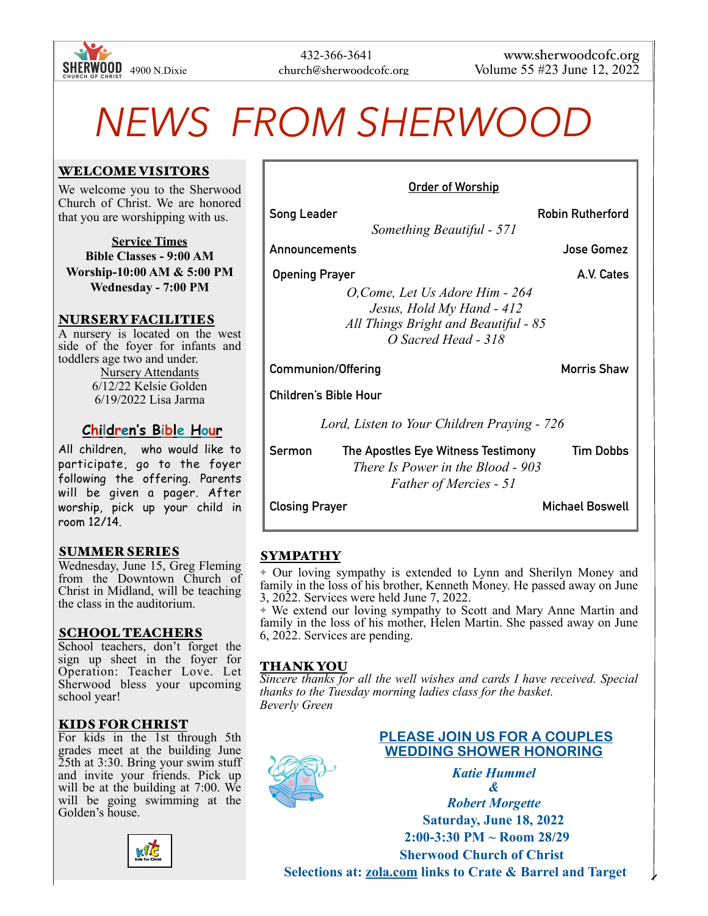SHERWOOD CHURCH OF CHRIST 4900 N.Dixie

432-366-3641
church@sherwoodcofc.org

www.sherwoodcofc.org
Volume 55 #23 June 12, 2022

# NEWS FROM SHERWOOD

## WELCOME VISITORS

We welcome you to the Sherwood Church of Christ. We are honored that you are worshipping with us.

**Service Times**
**Bible Classes - 9:00 AM**
**Worship-10:00 AM & 5:00 PM**
**Wednesday - 7:00 PM**

## NURSERY FACILITIES

A nursery is located on the west side of the foyer for infants and toddlers age two and under.

Nursery Attendants
6/12/22 Kelsie Golden
6/19/2022 Lisa Jarma

## Children's Bible Hour

All children, who would like to participate, go to the foyer following the offering. Parents will be given a pager. After worship, pick up your child in room 12/14.

## SUMMER SERIES

Wednesday, June 15, Greg Fleming from the Downtown Church of Christ in Midland, will be teaching the class in the auditorium.

## SCHOOL TEACHERS

School teachers, don't forget the sign up sheet in the foyer for Operation: Teacher Love. Let Sherwood bless your upcoming school year!

## KIDS FOR CHRIST

For kids in the 1st through 5th grades meet at the building June 25th at 3:30. Bring your swim stuff and invite your friends. Pick up will be at the building at 7:00. We will be going swimming at the Golden's house.

## Order of Worship

**Song Leader** — **Robin Rutherford**
*Something Beautiful - 571*

**Announcements** — **Jose Gomez**

**Opening Prayer** — **A.V. Cates**
*O,Come, Let Us Adore Him - 264*
*Jesus, Hold My Hand - 412*
*All Things Bright and Beautiful - 85*
*O Sacred Head - 318*

**Communion/Offering** — **Morris Shaw**

**Children's Bible Hour**

*Lord, Listen to Your Children Praying - 726*

**Sermon** — **The Apostles Eye Witness Testimony** — **Tim Dobbs**
*There Is Power in the Blood - 903*
*Father of Mercies - 51*

**Closing Prayer** — **Michael Boswell**

## SYMPATHY

✦ Our loving sympathy is extended to Lynn and Sherilyn Money and family in the loss of his brother, Kenneth Money. He passed away on June 3, 2022. Services were held June 7, 2022.

✦ We extend our loving sympathy to Scott and Mary Anne Martin and family in the loss of his mother, Helen Martin. She passed away on June 6, 2022. Services are pending.

## THANK YOU

*Sincere thanks for all the well wishes and cards I have received. Special thanks to the Tuesday morning ladies class for the basket.*
*Beverly Green*

**PLEASE JOIN US FOR A COUPLES WEDDING SHOWER HONORING**

***Katie Hummel***
***&***
***Robert Morgette***
**Saturday, June 18, 2022**
**2:00-3:30 PM ~ Room 28/29**
**Sherwood Church of Christ**
**Selections at: zola.com links to Crate & Barrel and Target**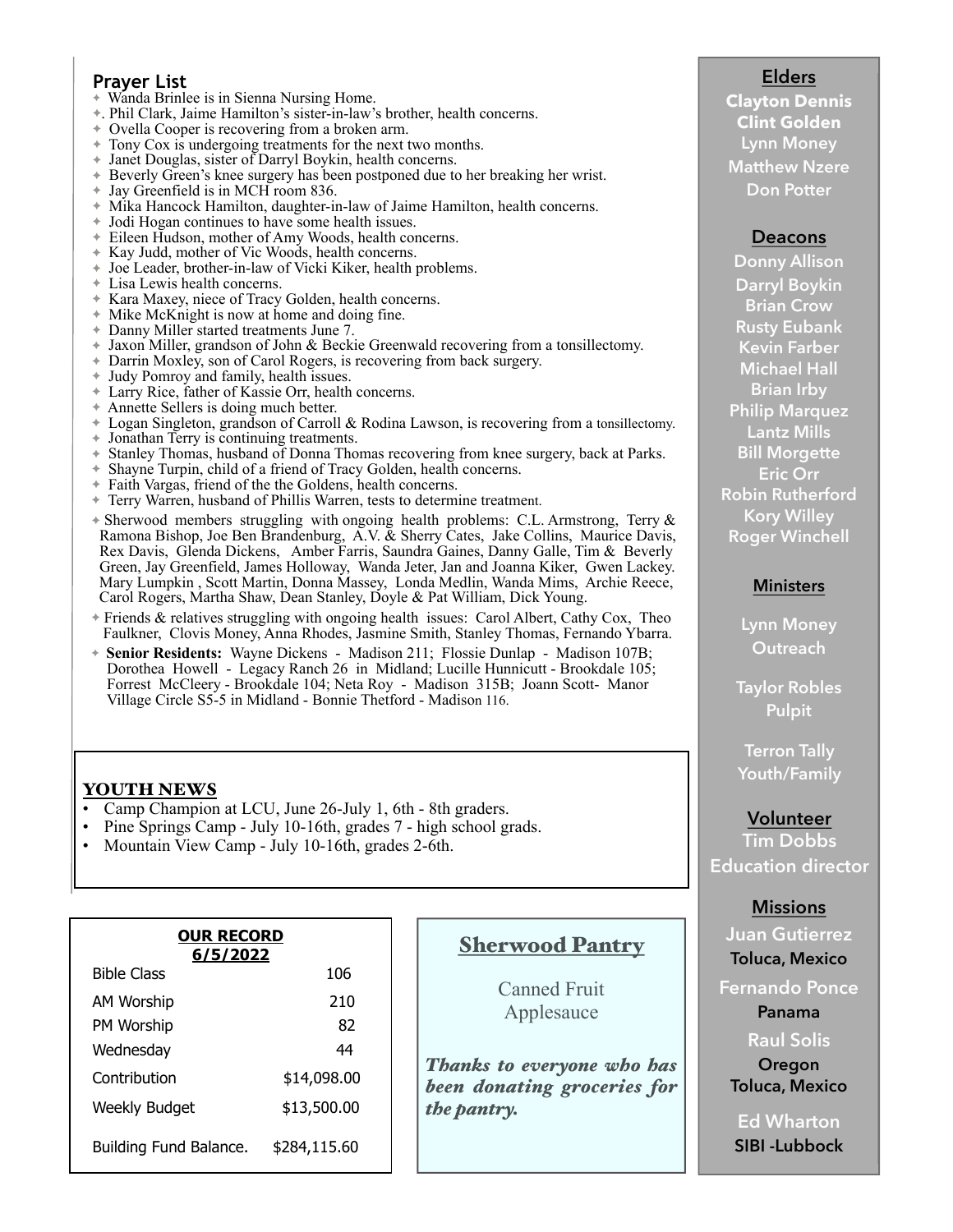## Prayer List

- Wanda Brinlee is in Sienna Nursing Home.
- . Phil Clark, Jaime Hamilton's sister-in-law's brother, health concerns.
- Ovella Cooper is recovering from a broken arm.
- Tony Cox is undergoing treatments for the next two months.
- Janet Douglas, sister of Darryl Boykin, health concerns.
- Beverly Green's knee surgery has been postponed due to her breaking her wrist.
- Jay Greenfield is in MCH room 836.
- Mika Hancock Hamilton, daughter-in-law of Jaime Hamilton, health concerns.
- Jodi Hogan continues to have some health issues.
- Eileen Hudson, mother of Amy Woods, health concerns.
- Kay Judd, mother of Vic Woods, health concerns.
- Joe Leader, brother-in-law of Vicki Kiker, health problems.
- Lisa Lewis health concerns.
- Kara Maxey, niece of Tracy Golden, health concerns.
- Mike McKnight is now at home and doing fine.
- Danny Miller started treatments June 7.
- Jaxon Miller, grandson of John & Beckie Greenwald recovering from a tonsillectomy.
- Darrin Moxley, son of Carol Rogers, is recovering from back surgery.
- Judy Pomroy and family, health issues.
- Larry Rice, father of Kassie Orr, health concerns.
- Annette Sellers is doing much better.
- Logan Singleton, grandson of Carroll & Rodina Lawson, is recovering from a tonsillectomy.
- Jonathan Terry is continuing treatments.
- Stanley Thomas, husband of Donna Thomas recovering from knee surgery, back at Parks.
- Shayne Turpin, child of a friend of Tracy Golden, health concerns.
- Faith Vargas, friend of the the Goldens, health concerns.
- Terry Warren, husband of Phillis Warren, tests to determine treatment.
- Sherwood members struggling with ongoing health problems: C.L. Armstrong, Terry & Ramona Bishop, Joe Ben Brandenburg, A.V. & Sherry Cates, Jake Collins, Maurice Davis, Rex Davis, Glenda Dickens, Amber Farris, Saundra Gaines, Danny Galle, Tim & Beverly Green, Jay Greenfield, James Holloway, Wanda Jeter, Jan and Joanna Kiker, Gwen Lackey. Mary Lumpkin , Scott Martin, Donna Massey, Londa Medlin, Wanda Mims, Archie Reece, Carol Rogers, Martha Shaw, Dean Stanley, Doyle & Pat William, Dick Young.
- Friends & relatives struggling with ongoing health issues: Carol Albert, Cathy Cox, Theo Faulkner, Clovis Money, Anna Rhodes, Jasmine Smith, Stanley Thomas, Fernando Ybarra.
- **Senior Residents:** Wayne Dickens - Madison 211; Flossie Dunlap - Madison 107B; Dorothea Howell - Legacy Ranch 26 in Midland; Lucille Hunnicutt - Brookdale 105; Forrest McCleery - Brookdale 104; Neta Roy - Madison 315B; Joann Scott- Manor Village Circle S5-5 in Midland - Bonnie Thetford - Madison 116.

## YOUTH NEWS

- Camp Champion at LCU, June 26-July 1, 6th - 8th graders.
- Pine Springs Camp - July 10-16th, grades 7 - high school grads.
- Mountain View Camp - July 10-16th, grades 2-6th.

**OUR RECORD**
**6/5/2022**

| | |
|---|---|
| Bible Class | 106 |
| AM Worship | 210 |
| PM Worship | 82 |
| Wednesday | 44 |
| Contribution | $14,098.00 |
| Weekly Budget | $13,500.00 |
| Building Fund Balance. | $284,115.60 |

## Sherwood Pantry

Canned Fruit
Applesauce

***Thanks to everyone who has been donating groceries for the pantry.***

### Elders

**Clayton Dennis**
**Clint Golden**
Lynn Money
Matthew Nzere
Don Potter

### Deacons

Donny Allison
Darryl Boykin
Brian Crow
Rusty Eubank
Kevin Farber
Michael Hall
Brian Irby
Philip Marquez
Lantz Mills
Bill Morgette
Eric Orr
Robin Rutherford
Kory Willey
Roger Winchell

### Ministers

Lynn Money
Outreach

Taylor Robles
Pulpit

Terron Tally
Youth/Family

### Volunteer

Tim Dobbs
Education director

### Missions

Juan Gutierrez
Toluca, Mexico

Fernando Ponce
Panama

Raul Solis
Oregon
Toluca, Mexico

Ed Wharton
SIBI -Lubbock